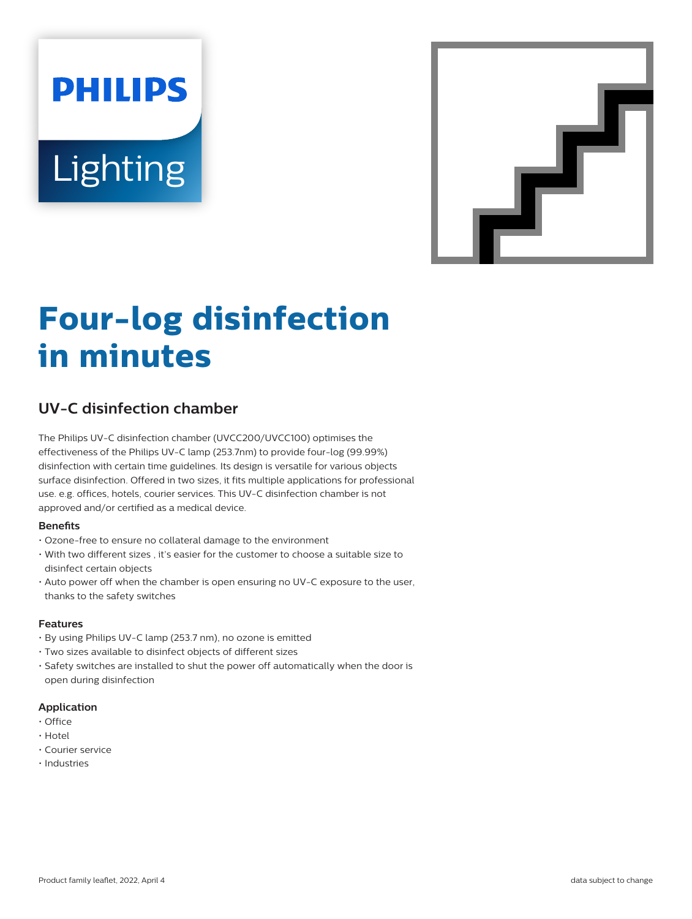PHILIPS

Lighting

# Four-log disinfection in minutes

## UV-C disinfection chamber

The Philips UV-C disinfection chamber (UVCC200/UVCC100) optimises the effectiveness of the Philips UV-C lamp (253.7nm) to provide four-log (99.99%) disinfection with certain time guidelines. Its design is versatile for various objects surface disinfection. Offered in two sizes, it fits multiple applications for professional use. e.g. offices, hotels, courier services. This UV-C disinfection chamber is not approved and/or certified as a medical device.

#### Benefits

- Ozone-free to ensure no collateral damage to the environment
- With two different sizes , it's easier for the customer to choose a suitable size to disinfect certain objects
- Auto power off when the chamber is open ensuring no UV-C exposure to the user, thanks to the safety switches

#### Features

- By using Philips UV-C lamp (253.7 nm), no ozone is emitted
- Two sizes available to disinfect objects of different sizes
- Safety switches are installed to shut the power off automatically when the door is open during disinfection

#### Application

- Office
- Hotel
- Courier service
- Industries

Product family leaflet, 2022, April 4

data subject to change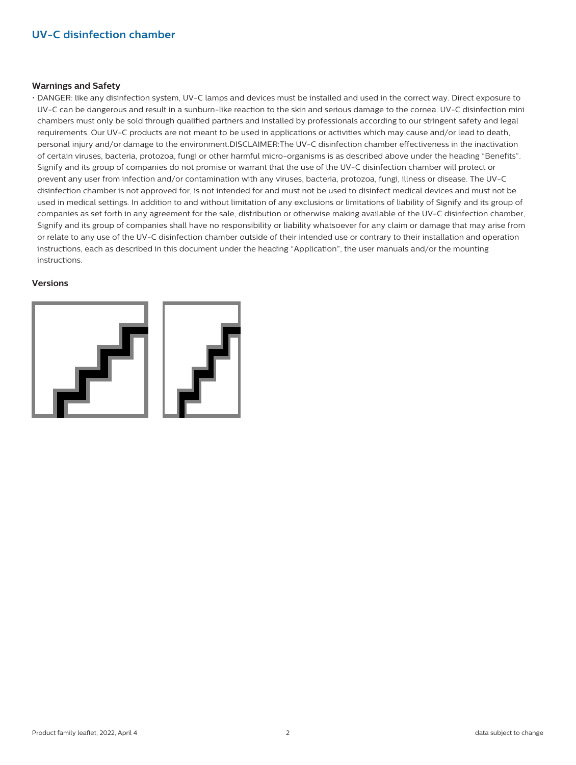## UV-C disinfection chamber

### Warnings and Safety

- DANGER: like any disinfection system, UV-C lamps and devices must be installed and used in the correct way. Direct exposure to UV-C can be dangerous and result in a sunburn-like reaction to the skin and serious damage to the cornea. UV-C disinfection mini chambers must only be sold through qualified partners and installed by professionals according to our stringent safety and legal requirements. Our UV-C products are not meant to be used in applications or activities which may cause and/or lead to death, personal injury and/or damage to the environment.DISCLAIMER:The UV-C disinfection chamber effectiveness in the inactivation of certain viruses, bacteria, protozoa, fungi or other harmful micro-organisms is as described above under the heading "Benefits". Signify and its group of companies do not promise or warrant that the use of the UV-C disinfection chamber will protect or prevent any user from infection and/or contamination with any viruses, bacteria, protozoa, fungi, illness or disease. The UV-C disinfection chamber is not approved for, is not intended for and must not be used to disinfect medical devices and must not be used in medical settings. In addition to and without limitation of any exclusions or limitations of liability of Signify and its group of companies as set forth in any agreement for the sale, distribution or otherwise making available of the UV-C disinfection chamber, Signify and its group of companies shall have no responsibility or liability whatsoever for any claim or damage that may arise from or relate to any use of the UV-C disinfection chamber outside of their intended use or contrary to their installation and operation instructions, each as described in this document under the heading "Application", the user manuals and/or the mounting instructions.

### Versions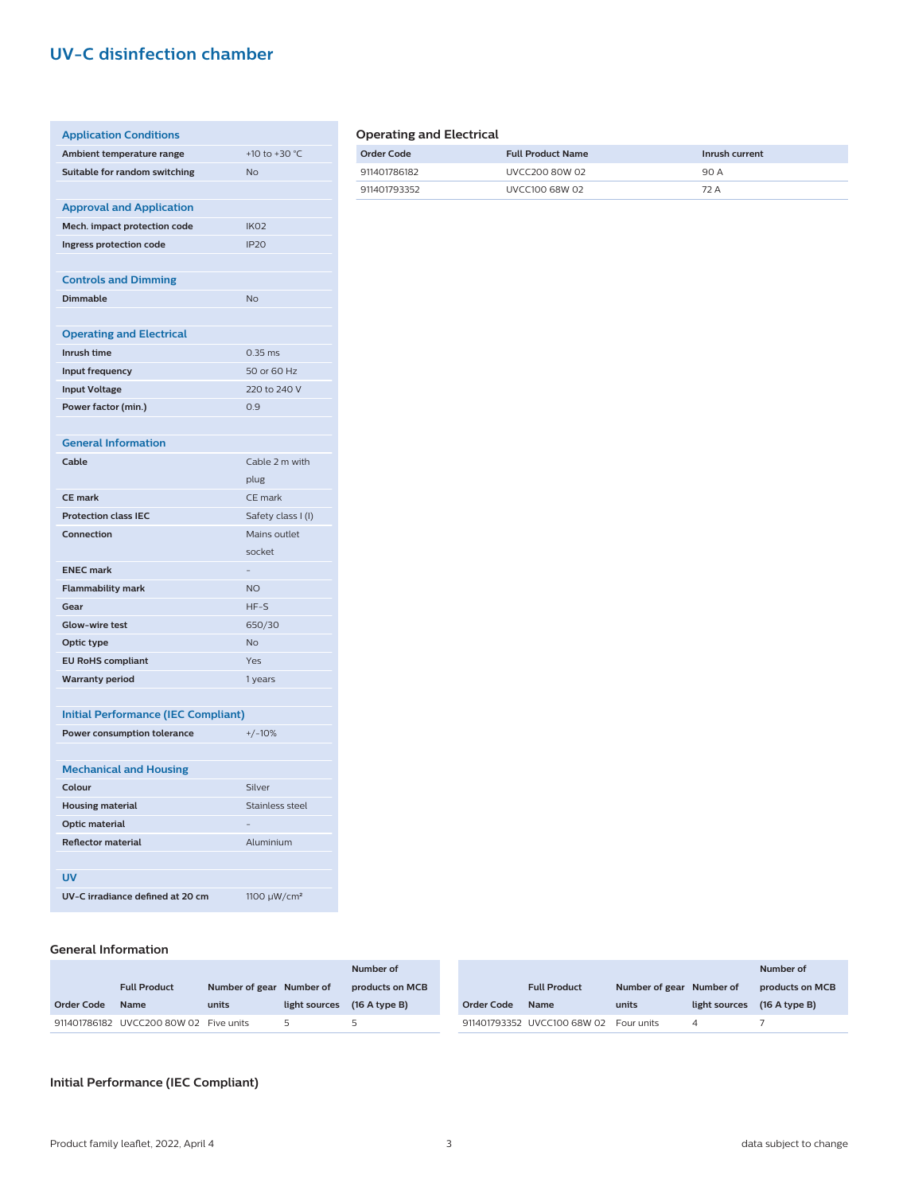## UV-C disinfection chamber

| **Application Conditions** | |
|---|---|
| **Ambient temperature range** | +10 to +30 °C |
| **Suitable for random switching** | No |

| **Approval and Application** | |
|---|---|
| **Mech. impact protection code** | IK02 |
| **Ingress protection code** | IP20 |

| **Controls and Dimming** | |
|---|---|
| **Dimmable** | No |

| **Operating and Electrical** | |
|---|---|
| **Inrush time** | 0.35 ms |
| **Input frequency** | 50 or 60 Hz |
| **Input Voltage** | 220 to 240 V |
| **Power factor (min.)** | 0.9 |

| **General Information** | |
|---|---|
| **Cable** | Cable 2 m with plug |
| **CE mark** | CE mark |
| **Protection class IEC** | Safety class I (I) |
| **Connection** | Mains outlet socket |
| **ENEC mark** | - |
| **Flammability mark** | NO |
| **Gear** | HF-S |
| **Glow-wire test** | 650/30 |
| **Optic type** | No |
| **EU RoHS compliant** | Yes |
| **Warranty period** | 1 years |

| **Initial Performance (IEC Compliant)** | |
|---|---|
| **Power consumption tolerance** | +/-10% |

| **Mechanical and Housing** | |
|---|---|
| **Colour** | Silver |
| **Housing material** | Stainless steel |
| **Optic material** | - |
| **Reflector material** | Aluminium |

| **UV** | |
|---|---|
| **UV-C irradiance defined at 20 cm** | 1100 µW/cm² |

### Operating and Electrical

| Order Code | Full Product Name | Inrush current |
|---|---|---|
| 911401786182 | UVCC200 80W 02 | 90 A |
| 911401793352 | UVCC100 68W 02 | 72 A |

### General Information

| Order Code | Full Product Name | Number of gear units | Number of light sources | Number of products on MCB (16 A type B) |
|---|---|---|---|---|
| 911401786182 | UVCC200 80W 02 | Five units | 5 | 5 |
| 911401793352 | UVCC100 68W 02 | Four units | 4 | 7 |

### Initial Performance (IEC Compliant)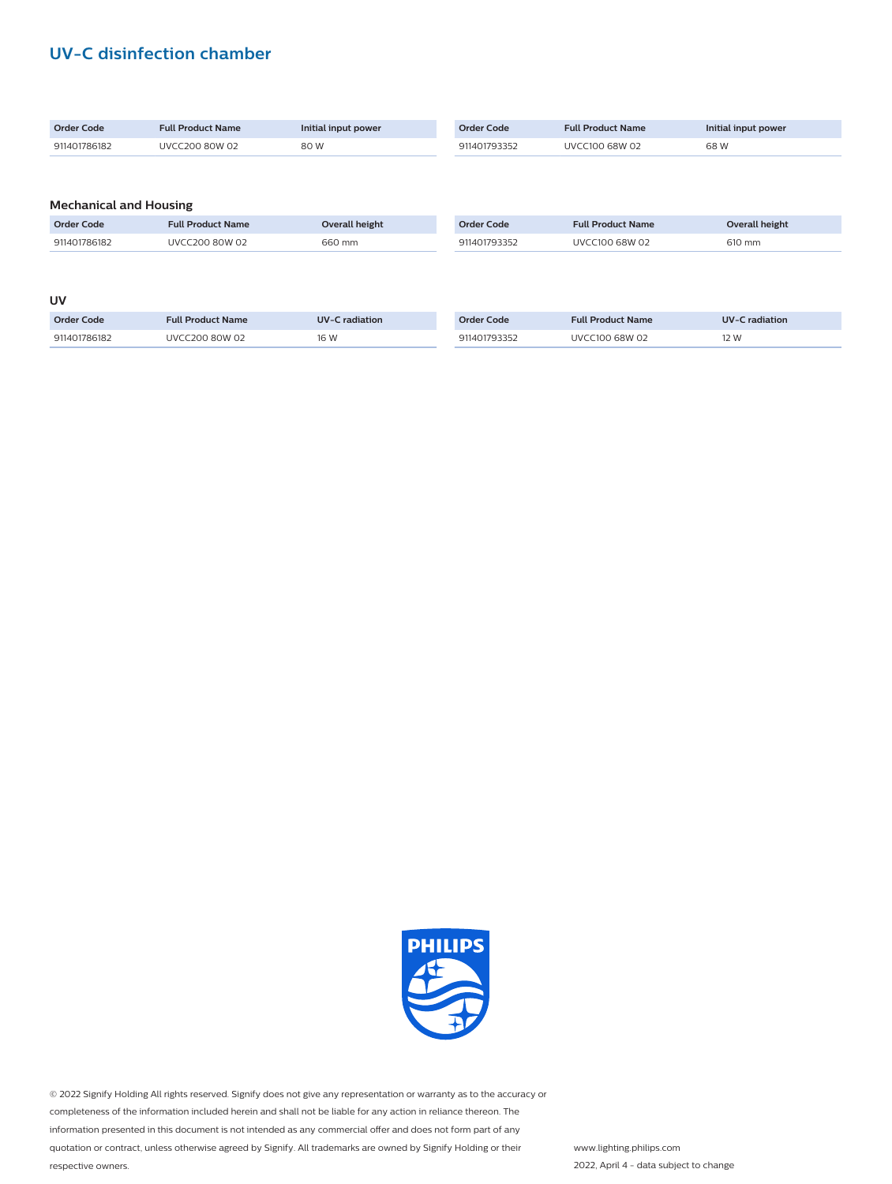## UV-C disinfection chamber

| Order Code | Full Product Name | Initial input power |
|---|---|---|
| 911401786182 | UVCC200 80W 02 | 80 W |

| Order Code | Full Product Name | Initial input power |
|---|---|---|
| 911401793352 | UVCC100 68W 02 | 68 W |

### Mechanical and Housing

| Order Code | Full Product Name | Overall height |
|---|---|---|
| 911401786182 | UVCC200 80W 02 | 660 mm |

| Order Code | Full Product Name | Overall height |
|---|---|---|
| 911401793352 | UVCC100 68W 02 | 610 mm |

### UV

| Order Code | Full Product Name | UV-C radiation |
|---|---|---|
| 911401786182 | UVCC200 80W 02 | 16 W |

| Order Code | Full Product Name | UV-C radiation |
|---|---|---|
| 911401793352 | UVCC100 68W 02 | 12 W |

PHILIPS

© 2022 Signify Holding All rights reserved. Signify does not give any representation or warranty as to the accuracy or completeness of the information included herein and shall not be liable for any action in reliance thereon. The information presented in this document is not intended as any commercial offer and does not form part of any quotation or contract, unless otherwise agreed by Signify. All trademarks are owned by Signify Holding or their respective owners.

www.lighting.philips.com

2022, April 4 - data subject to change